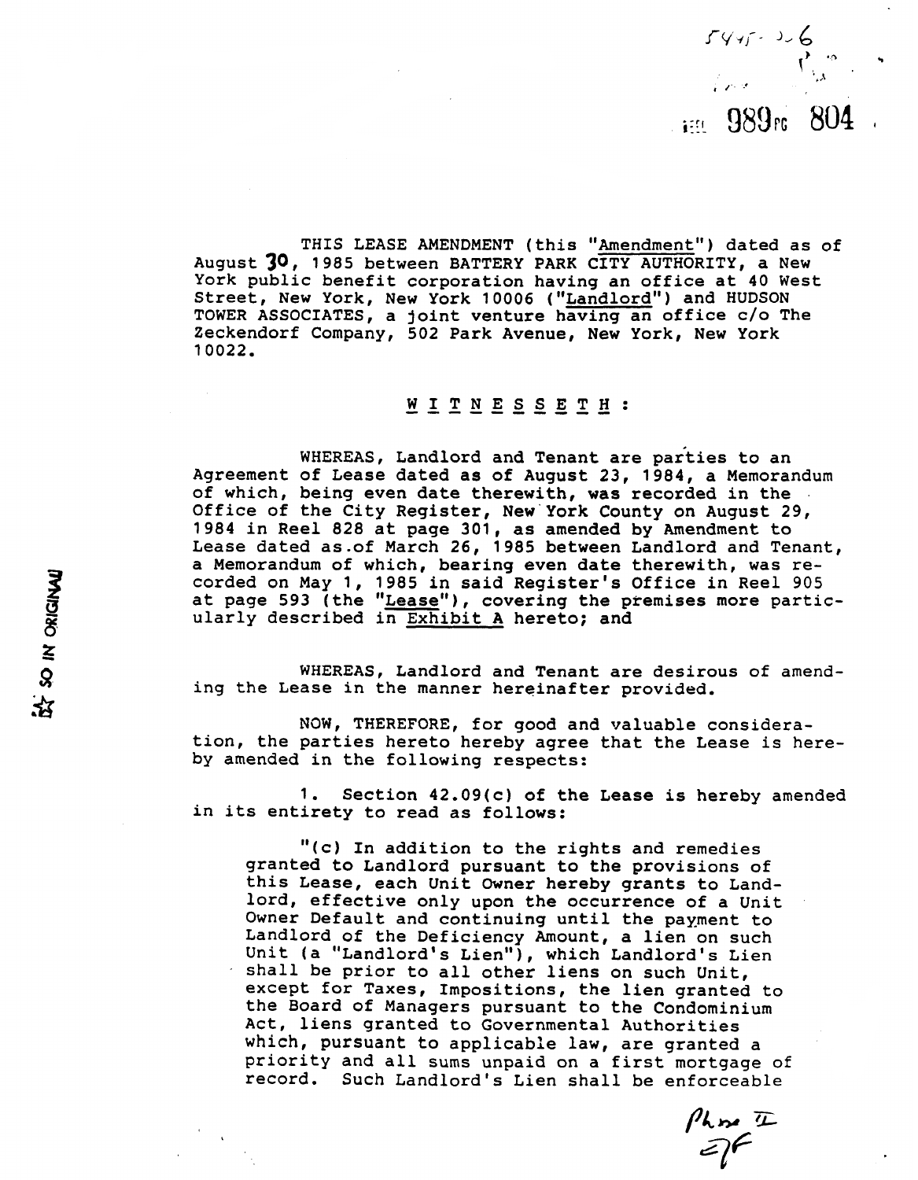THIS LEASE AMENDMENT (this "Amendment") dated as of August 30, 1985 between BATTERY PARK CITY AUTHORITY, a New York public benefit corporation having an office at 40 West Street, New York, New York 10006 ("Landlord") and HUDSON TOWER ASSOCIATES, a joint venture having an office c/o The Zeckendorf Company, 502 Park Avenue, New York, New York 10022.

W I T N E S S E T H :

WHEREAS, Landlord and Tenant are parties to an Agreement of Lease dated as of August 23, 1984, a Memorandum of which, being even date therewith, was recorded in the Office of the City Register, New York County on August 29, 1984 in Reel 828 at page 301, as amended by Amendment to Lease dated as of March 26, 1985 between Landlord and Tenant, a Memorandum of which, bearing even date therewith, was recorded on May 1, 1985 in said Register's Office in Reel 905 at page 593 (the "Lease"), covering the premises more particularly described in Exhibit A hereto; and

WHEREAS, Landlord and Tenant are desirous of amending the Lease in the manner hereinafter provided.

NOW, THEREFORE, for good and valuable consideration, the parties hereto hereby agree that the Lease is hereby amended in the following respects:

1. Section 42.09(c) of the Lease is hereby amended in its entirety to read as follows:

"(c) In addition to the rights and remedies granted to Landlord pursuant to the provisions of this Lease, each Unit Owner hereby grants to Landlord, effective only upon the occurrence of a Unit Owner Default and continuing until the payment to Landlord of the Deficiency Amount, a lien on such Unit (a "Landlord's Lien"), which Landlord's Lien shall be prior to all other liens on such Unit, except for Taxes, Impositions, the lien granted to the Board of Managers pursuant to the Condominium Act, liens granted to Governmental Authorities which, pursuant to applicable law, are granted a priority and all sums unpaid on a first mortgage of record. Such Landlord's Lien shall be enforceable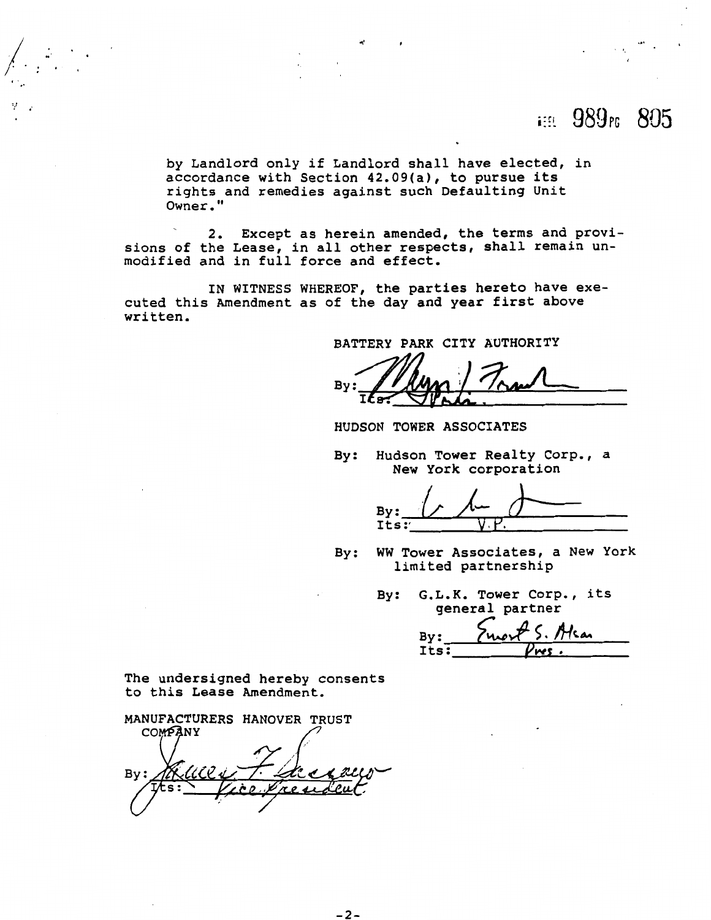REEL 989 PG 805

by Landlord only if Landlord shall have elected, in accordance with Section 42.09(a), to pursue its rights and remedies against such Defaulting Unit Owner."

2. Except as herein amended, the terms and provisions of the Lease, in all other respects, shall remain unmodified and in full force and effect.

IN WITNESS WHEREOF, the parties hereto have executed this Amendment as of the day and year first above written.

BATTERY PARK CITY AUTHORITY

By: ______________________
Its: ______________________

HUDSON TOWER ASSOCIATES

By: Hudson Tower Realty Corp., a New York corporation

By: ______________________
Its: V.P.

By: WW Tower Associates, a New York limited partnership

By: G.L.K. Tower Corp., its general partner

By: ______________________
Its: Pres.

The undersigned hereby consents to this Lease Amendment.

MANUFACTURERS HANOVER TRUST COMPANY

By: ______________________
Its: Vice President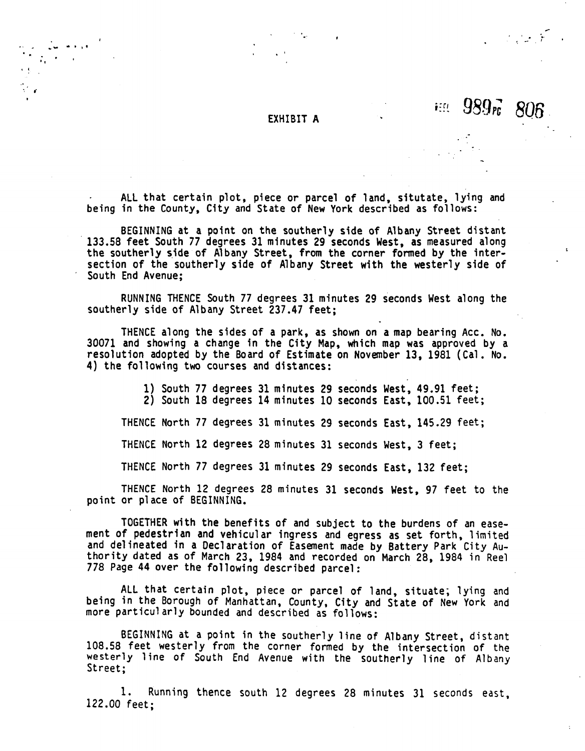REEL 989 PG 806

EXHIBIT A

ALL that certain plot, piece or parcel of land, situtate, lying and being in the County, City and State of New York described as follows:

BEGINNING at a point on the southerly side of Albany Street distant 133.58 feet South 77 degrees 31 minutes 29 seconds West, as measured along the southerly side of Albany Street, from the corner formed by the intersection of the southerly side of Albany Street with the westerly side of South End Avenue;

RUNNING THENCE South 77 degrees 31 minutes 29 seconds West along the southerly side of Albany Street 237.47 feet;

THENCE along the sides of a park, as shown on a map bearing Acc. No. 30071 and showing a change in the City Map, which map was approved by a resolution adopted by the Board of Estimate on November 13, 1981 (Cal. No. 4) the following two courses and distances:

1) South 77 degrees 31 minutes 29 seconds West, 49.91 feet;
2) South 18 degrees 14 minutes 10 seconds East, 100.51 feet;

THENCE North 77 degrees 31 minutes 29 seconds East, 145.29 feet;

THENCE North 12 degrees 28 minutes 31 seconds West, 3 feet;

THENCE North 77 degrees 31 minutes 29 seconds East, 132 feet;

THENCE North 12 degrees 28 minutes 31 seconds West, 97 feet to the point or place of BEGINNING.

TOGETHER with the benefits of and subject to the burdens of an easement of pedestrian and vehicular ingress and egress as set forth, limited and delineated in a Declaration of Easement made by Battery Park City Authority dated as of March 23, 1984 and recorded on March 28, 1984 in Reel 778 Page 44 over the following described parcel:

ALL that certain plot, piece or parcel of land, situate, lying and being in the Borough of Manhattan, County, City and State of New York and more particularly bounded and described as follows:

BEGINNING at a point in the southerly line of Albany Street, distant 108.58 feet westerly from the corner formed by the intersection of the westerly line of South End Avenue with the southerly line of Albany Street;

1. Running thence south 12 degrees 28 minutes 31 seconds east, 122.00 feet;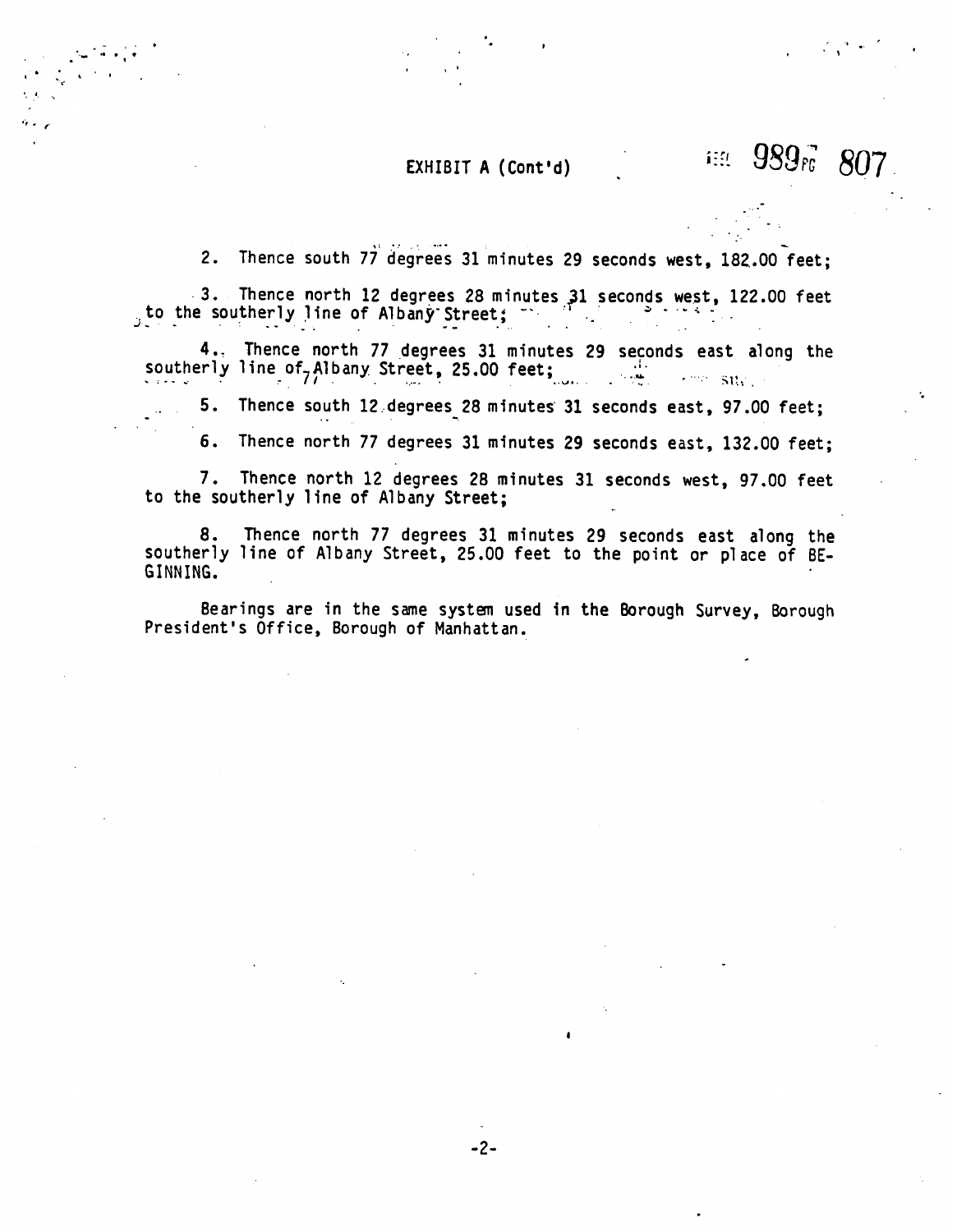EXHIBIT A (Cont'd)

REEL 989 PG 807

2. Thence south 77 degrees 31 minutes 29 seconds west, 182.00 feet;

3. Thence north 12 degrees 28 minutes 31 seconds west, 122.00 feet to the southerly line of Albany Street;

4. Thence north 77 degrees 31 minutes 29 seconds east along the southerly line of Albany Street, 25.00 feet;

5. Thence south 12 degrees 28 minutes 31 seconds east, 97.00 feet;

6. Thence north 77 degrees 31 minutes 29 seconds east, 132.00 feet;

7. Thence north 12 degrees 28 minutes 31 seconds west, 97.00 feet to the southerly line of Albany Street;

8. Thence north 77 degrees 31 minutes 29 seconds east along the southerly line of Albany Street, 25.00 feet to the point or place of BEGINNING.

Bearings are in the same system used in the Borough Survey, Borough President's Office, Borough of Manhattan.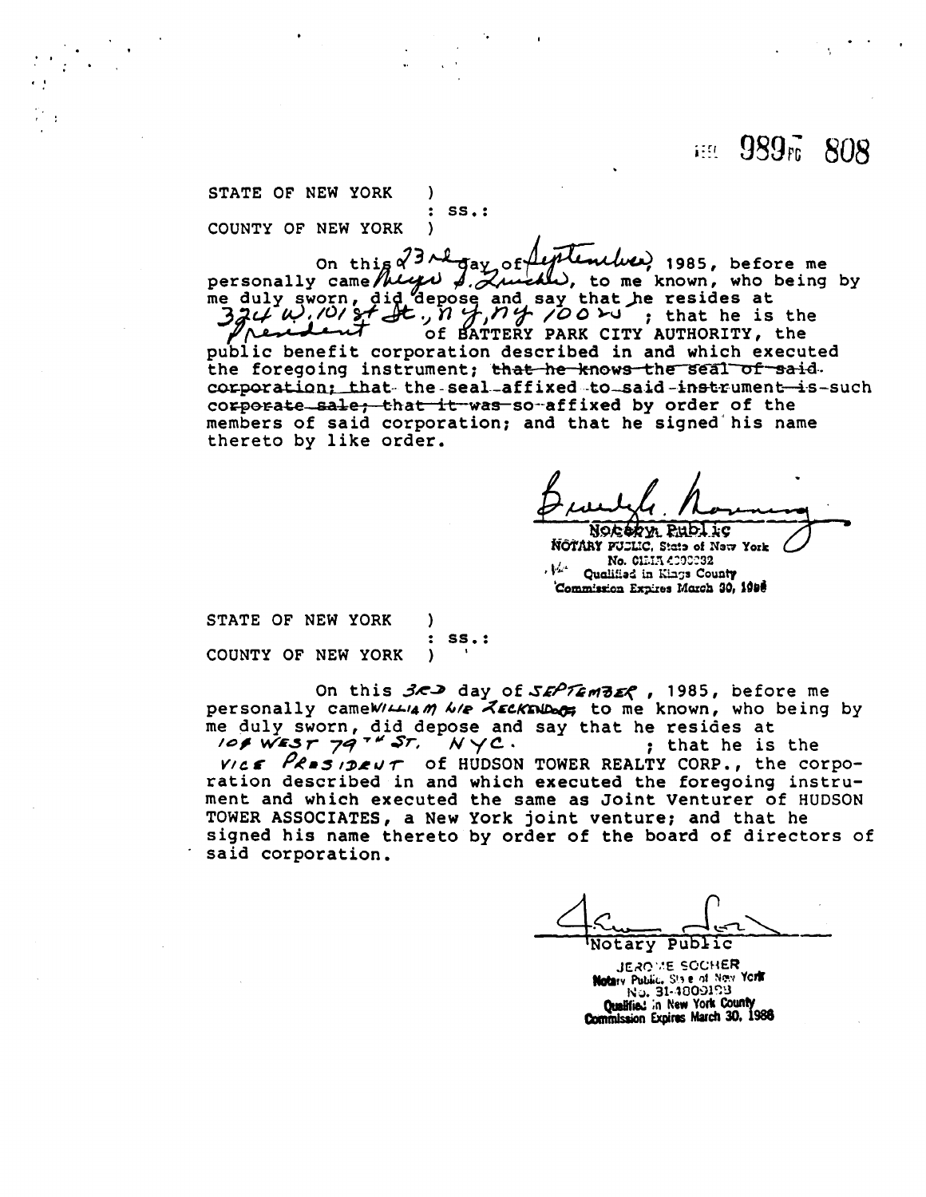LIBER 989 PG 808

STATE OF NEW YORK )
: SS.:
COUNTY OF NEW YORK )

On this 23rd day of September, 1985, before me personally came Meyer S. Frucher, to me known, who being by me duly sworn, did depose and say that he resides at 324 W. 101st St., NY, NY 10025 ; that he is the President of BATTERY PARK CITY AUTHORITY, the public benefit corporation described in and which executed the foregoing instrument; ~~that he knows the seal of said corporation; that the seal affixed to said instrument is such corporate sale; that it was~~ so affixed by order of the members of said corporation; and that he signed his name thereto by like order.

Notary Public
NOTARY PUBLIC, State of New York
No. 01LI14900332
Qualified in Kings County
Commission Expires March 30, 1986

STATE OF NEW YORK )
: SS.:
COUNTY OF NEW YORK )

On this 3RD day of SEPTEMBER, 1985, before me personally came WILLIAM W. ZECKENDORF to me known, who being by me duly sworn, did depose and say that he resides at 108 WEST 79TH ST, NYC. ; that he is the VICE PRESIDENT of HUDSON TOWER REALTY CORP., the corporation described in and which executed the foregoing instrument and which executed the same as Joint Venturer of HUDSON TOWER ASSOCIATES, a New York joint venture; and that he signed his name thereto by order of the board of directors of said corporation.

Notary Public
JEROME SOCHER
Notary Public, State of New York
No. 31-4809193
Qualified in New York County
Commission Expires March 30, 1986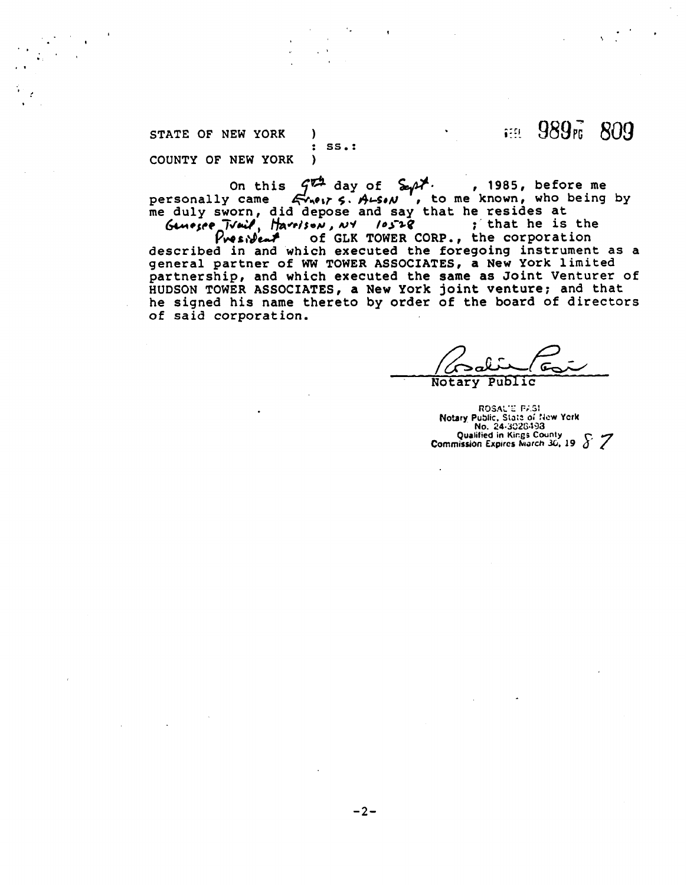REEL 989 PG 809

STATE OF NEW YORK )
: ss.:
COUNTY OF NEW YORK )

On this 9th day of Sept., 1985, before me personally came Ernest S. Alson, to me known, who being by me duly sworn, did depose and say that he resides at Genesee Trail, Harrison, NY 10528; that he is the President of GLK TOWER CORP., the corporation described in and which executed the foregoing instrument as a general partner of WW TOWER ASSOCIATES, a New York limited partnership, and which executed the same as Joint Venturer of HUDSON TOWER ASSOCIATES, a New York joint venture; and that he signed his name thereto by order of the board of directors of said corporation.

Rosalie Pasi
Notary Public

ROSALIE PASI
Notary Public, State of New York
No. 24-3028493
Qualified in Kings County
Commission Expires March 30, 1987